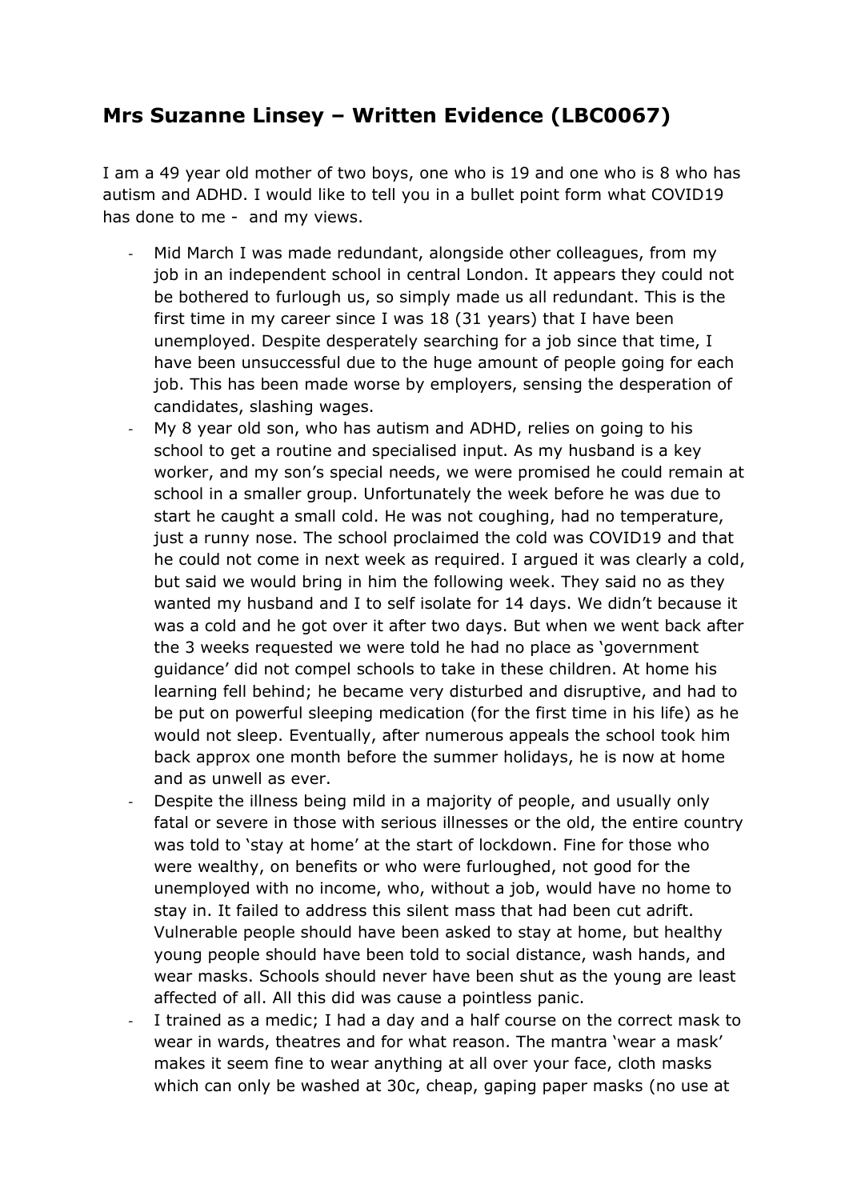## Mrs Suzanne Linsey – Written Evidence (LBC0067)

I am a 49 year old mother of two boys, one who is 19 and one who is 8 who has autism and ADHD. I would like to tell you in a bullet point form what COVID19 has done to me - and my views.

- Mid March I was made redundant, alongside other colleagues, from my job in an independent school in central London. It appears they could not be bothered to furlough us, so simply made us all redundant. This is the first time in my career since I was 18 (31 years) that I have been unemployed. Despite desperately searching for a job since that time, I have been unsuccessful due to the huge amount of people going for each job. This has been made worse by employers, sensing the desperation of candidates, slashing wages.
- My 8 year old son, who has autism and ADHD, relies on going to his school to get a routine and specialised input. As my husband is a key worker, and my son's special needs, we were promised he could remain at school in a smaller group. Unfortunately the week before he was due to start he caught a small cold. He was not coughing, had no temperature, just a runny nose. The school proclaimed the cold was COVID19 and that he could not come in next week as required. I argued it was clearly a cold, but said we would bring in him the following week. They said no as they wanted my husband and I to self isolate for 14 days. We didn't because it was a cold and he got over it after two days. But when we went back after the 3 weeks requested we were told he had no place as 'government guidance' did not compel schools to take in these children. At home his learning fell behind; he became very disturbed and disruptive, and had to be put on powerful sleeping medication (for the first time in his life) as he would not sleep. Eventually, after numerous appeals the school took him back approx one month before the summer holidays, he is now at home and as unwell as ever.
- Despite the illness being mild in a majority of people, and usually only fatal or severe in those with serious illnesses or the old, the entire country was told to 'stay at home' at the start of lockdown. Fine for those who were wealthy, on benefits or who were furloughed, not good for the unemployed with no income, who, without a job, would have no home to stay in. It failed to address this silent mass that had been cut adrift. Vulnerable people should have been asked to stay at home, but healthy young people should have been told to social distance, wash hands, and wear masks. Schools should never have been shut as the young are least affected of all. All this did was cause a pointless panic.
- I trained as a medic; I had a day and a half course on the correct mask to wear in wards, theatres and for what reason. The mantra 'wear a mask' makes it seem fine to wear anything at all over your face, cloth masks which can only be washed at 30c, cheap, gaping paper masks (no use at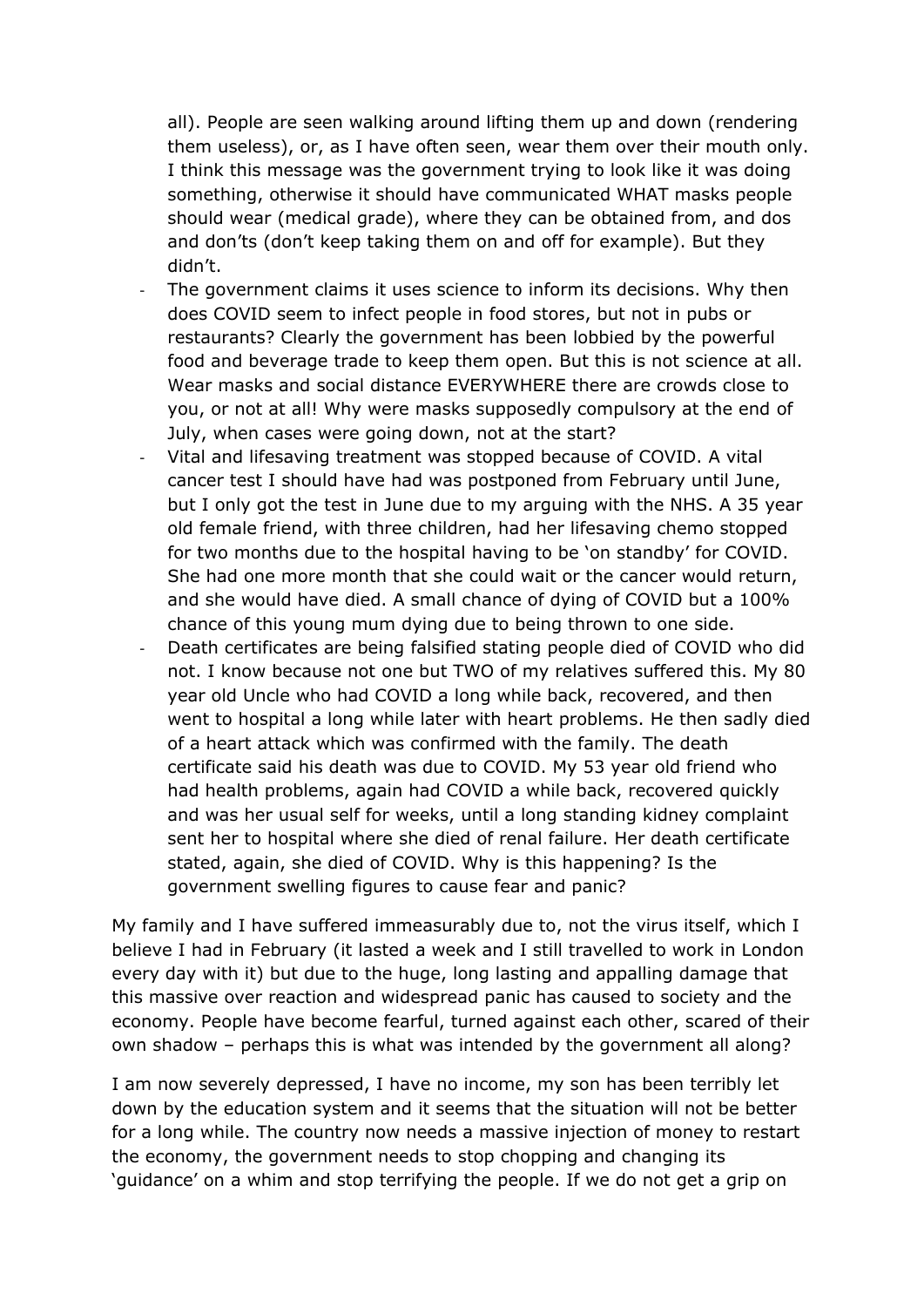all). People are seen walking around lifting them up and down (rendering them useless), or, as I have often seen, wear them over their mouth only. I think this message was the government trying to look like it was doing something, otherwise it should have communicated WHAT masks people should wear (medical grade), where they can be obtained from, and dos and don'ts (don't keep taking them on and off for example). But they didn't.

- The government claims it uses science to inform its decisions. Why then does COVID seem to infect people in food stores, but not in pubs or restaurants? Clearly the government has been lobbied by the powerful food and beverage trade to keep them open. But this is not science at all. Wear masks and social distance EVERYWHERE there are crowds close to you, or not at all! Why were masks supposedly compulsory at the end of July, when cases were going down, not at the start?
- Vital and lifesaving treatment was stopped because of COVID. A vital cancer test I should have had was postponed from February until June, but I only got the test in June due to my arguing with the NHS. A 35 year old female friend, with three children, had her lifesaving chemo stopped for two months due to the hospital having to be 'on standby' for COVID. She had one more month that she could wait or the cancer would return, and she would have died. A small chance of dying of COVID but a 100% chance of this young mum dying due to being thrown to one side.
- Death certificates are being falsified stating people died of COVID who did not. I know because not one but TWO of my relatives suffered this. My 80 year old Uncle who had COVID a long while back, recovered, and then went to hospital a long while later with heart problems. He then sadly died of a heart attack which was confirmed with the family. The death certificate said his death was due to COVID. My 53 year old friend who had health problems, again had COVID a while back, recovered quickly and was her usual self for weeks, until a long standing kidney complaint sent her to hospital where she died of renal failure. Her death certificate stated, again, she died of COVID. Why is this happening? Is the government swelling figures to cause fear and panic?

My family and I have suffered immeasurably due to, not the virus itself, which I believe I had in February (it lasted a week and I still travelled to work in London every day with it) but due to the huge, long lasting and appalling damage that this massive over reaction and widespread panic has caused to society and the economy. People have become fearful, turned against each other, scared of their own shadow – perhaps this is what was intended by the government all along?

I am now severely depressed, I have no income, my son has been terribly let down by the education system and it seems that the situation will not be better for a long while. The country now needs a massive injection of money to restart the economy, the government needs to stop chopping and changing its 'guidance' on a whim and stop terrifying the people. If we do not get a grip on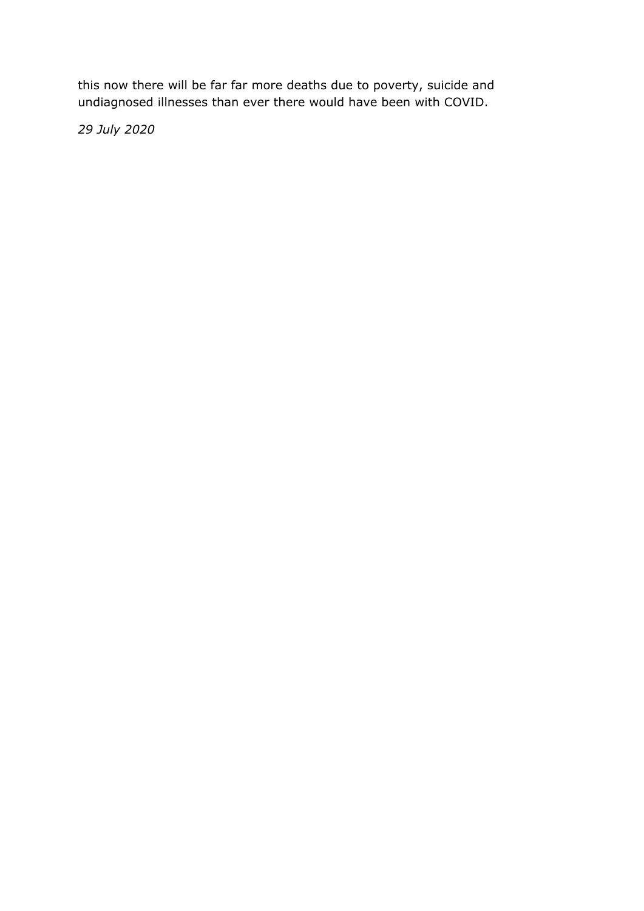this now there will be far far more deaths due to poverty, suicide and undiagnosed illnesses than ever there would have been with COVID.

*29 July 2020*